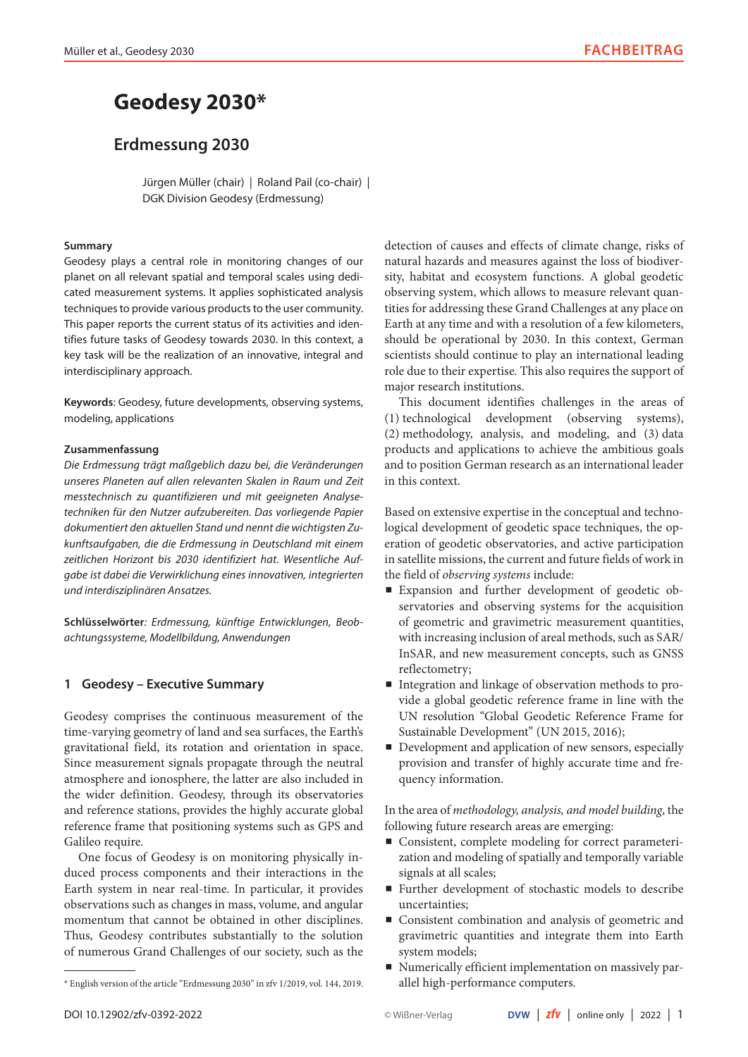# Geodesy 2030*

## Erdmessung 2030

Jürgen Müller (chair) | Roland Pail (co-chair) | DGK Division Geodesy (Erdmessung)

**Summary**

Geodesy plays a central role in monitoring changes of our planet on all relevant spatial and temporal scales using dedicated measurement systems. It applies sophisticated analysis techniques to provide various products to the user community. This paper reports the current status of its activities and identifies future tasks of Geodesy towards 2030. In this context, a key task will be the realization of an innovative, integral and interdisciplinary approach.

**Keywords**: Geodesy, future developments, observing systems, modeling, applications

**Zusammenfassung**

*Die Erdmessung trägt maßgeblich dazu bei, die Veränderungen unseres Planeten auf allen relevanten Skalen in Raum und Zeit messtechnisch zu quantifizieren und mit geeigneten Analysetechniken für den Nutzer aufzubereiten. Das vorliegende Papier dokumentiert den aktuellen Stand und nennt die wichtigsten Zukunftsaufgaben, die die Erdmessung in Deutschland mit einem zeitlichen Horizont bis 2030 identifiziert hat. Wesentliche Aufgabe ist dabei die Verwirklichung eines innovativen, integrierten und interdisziplinären Ansatzes.*

**Schlüsselwörter**: *Erdmessung, künftige Entwicklungen, Beobachtungssysteme, Modellbildung, Anwendungen*

## 1 Geodesy – Executive Summary

Geodesy comprises the continuous measurement of the time-varying geometry of land and sea surfaces, the Earth's gravitational field, its rotation and orientation in space. Since measurement signals propagate through the neutral atmosphere and ionosphere, the latter are also included in the wider definition. Geodesy, through its observatories and reference stations, provides the highly accurate global reference frame that positioning systems such as GPS and Galileo require.

One focus of Geodesy is on monitoring physically induced process components and their interactions in the Earth system in near real-time. In particular, it provides observations such as changes in mass, volume, and angular momentum that cannot be obtained in other disciplines. Thus, Geodesy contributes substantially to the solution of numerous Grand Challenges of our society, such as the detection of causes and effects of climate change, risks of natural hazards and measures against the loss of biodiversity, habitat and ecosystem functions. A global geodetic observing system, which allows to measure relevant quantities for addressing these Grand Challenges at any place on Earth at any time and with a resolution of a few kilometers, should be operational by 2030. In this context, German scientists should continue to play an international leading role due to their expertise. This also requires the support of major research institutions.

This document identifies challenges in the areas of (1) technological development (observing systems), (2) methodology, analysis, and modeling, and (3) data products and applications to achieve the ambitious goals and to position German research as an international leader in this context.

Based on extensive expertise in the conceptual and technological development of geodetic space techniques, the operation of geodetic observatories, and active participation in satellite missions, the current and future fields of work in the field of *observing systems* include:

- Expansion and further development of geodetic observatories and observing systems for the acquisition of geometric and gravimetric measurement quantities, with increasing inclusion of areal methods, such as SAR/InSAR, and new measurement concepts, such as GNSS reflectometry;
- Integration and linkage of observation methods to provide a global geodetic reference frame in line with the UN resolution "Global Geodetic Reference Frame for Sustainable Development" (UN 2015, 2016);
- Development and application of new sensors, especially provision and transfer of highly accurate time and frequency information.

In the area of *methodology, analysis, and model building*, the following future research areas are emerging:

- Consistent, complete modeling for correct parameterization and modeling of spatially and temporally variable signals at all scales;
- Further development of stochastic models to describe uncertainties;
- Consistent combination and analysis of geometric and gravimetric quantities and integrate them into Earth system models;
- Numerically efficient implementation on massively parallel high-performance computers.

* English version of the article "Erdmessung 2030" in zfv 1/2019, vol. 144, 2019.

DOI 10.12902/zfv-0392-2022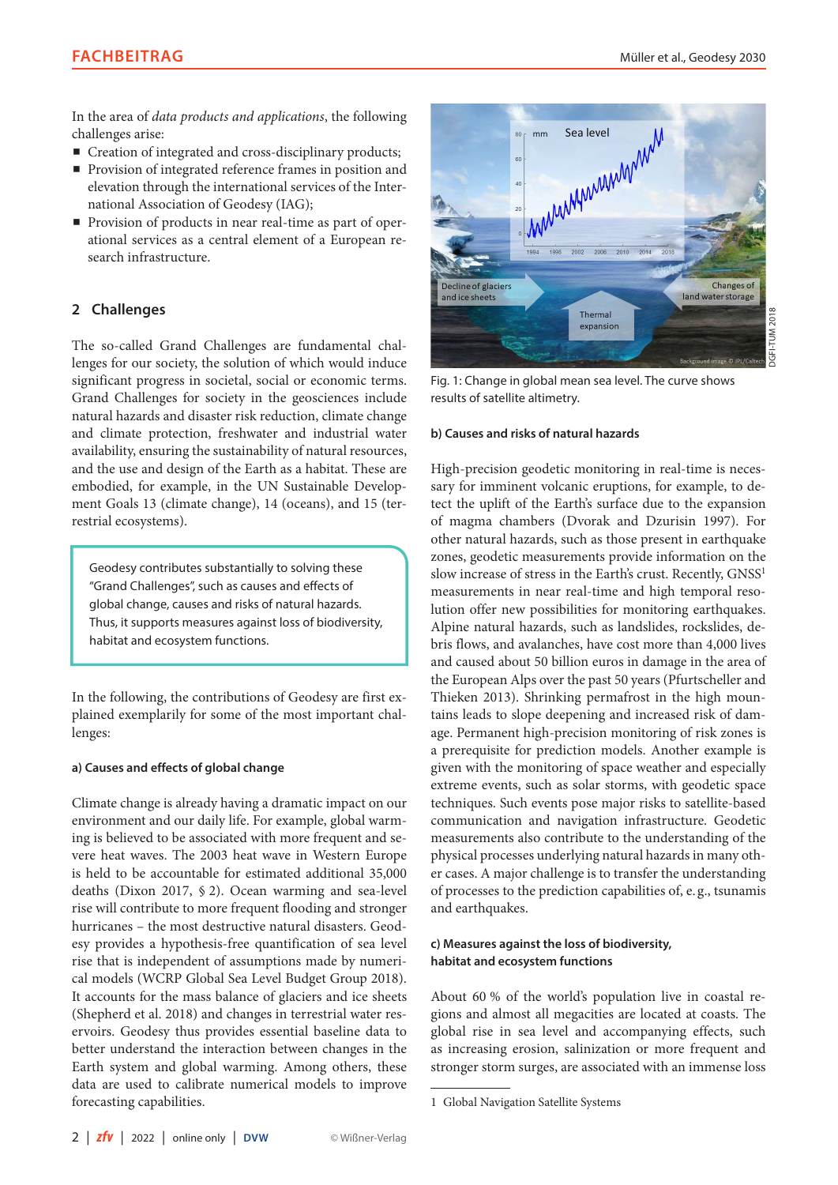In the area of *data products and applications*, the following challenges arise:

- Creation of integrated and cross-disciplinary products;
- Provision of integrated reference frames in position and elevation through the international services of the International Association of Geodesy (IAG);
- Provision of products in near real-time as part of operational services as a central element of a European research infrastructure.

## 2 Challenges

The so-called Grand Challenges are fundamental challenges for our society, the solution of which would induce significant progress in societal, social or economic terms. Grand Challenges for society in the geosciences include natural hazards and disaster risk reduction, climate change and climate protection, freshwater and industrial water availability, ensuring the sustainability of natural resources, and the use and design of the Earth as a habitat. These are embodied, for example, in the UN Sustainable Development Goals 13 (climate change), 14 (oceans), and 15 (terrestrial ecosystems).

> Geodesy contributes substantially to solving these "Grand Challenges", such as causes and effects of global change, causes and risks of natural hazards. Thus, it supports measures against loss of biodiversity, habitat and ecosystem functions.

In the following, the contributions of Geodesy are first explained exemplarily for some of the most important challenges:

### a) Causes and effects of global change

Climate change is already having a dramatic impact on our environment and our daily life. For example, global warming is believed to be associated with more frequent and severe heat waves. The 2003 heat wave in Western Europe is held to be accountable for estimated additional 35,000 deaths (Dixon 2017, § 2). Ocean warming and sea-level rise will contribute to more frequent flooding and stronger hurricanes – the most destructive natural disasters. Geodesy provides a hypothesis-free quantification of sea level rise that is independent of assumptions made by numerical models (WCRP Global Sea Level Budget Group 2018). It accounts for the mass balance of glaciers and ice sheets (Shepherd et al. 2018) and changes in terrestrial water reservoirs. Geodesy thus provides essential baseline data to better understand the interaction between changes in the Earth system and global warming. Among others, these data are used to calibrate numerical models to improve forecasting capabilities.

Fig. 1: Change in global mean sea level. The curve shows results of satellite altimetry.

### b) Causes and risks of natural hazards

High-precision geodetic monitoring in real-time is necessary for imminent volcanic eruptions, for example, to detect the uplift of the Earth's surface due to the expansion of magma chambers (Dvorak and Dzurisin 1997). For other natural hazards, such as those present in earthquake zones, geodetic measurements provide information on the slow increase of stress in the Earth's crust. Recently, GNSS[1] measurements in near real-time and high temporal resolution offer new possibilities for monitoring earthquakes. Alpine natural hazards, such as landslides, rockslides, debris flows, and avalanches, have cost more than 4,000 lives and caused about 50 billion euros in damage in the area of the European Alps over the past 50 years (Pfurtscheller and Thieken 2013). Shrinking permafrost in the high mountains leads to slope deepening and increased risk of damage. Permanent high-precision monitoring of risk zones is a prerequisite for prediction models. Another example is given with the monitoring of space weather and especially extreme events, such as solar storms, with geodetic space techniques. Such events pose major risks to satellite-based communication and navigation infrastructure. Geodetic measurements also contribute to the understanding of the physical processes underlying natural hazards in many other cases. A major challenge is to transfer the understanding of processes to the prediction capabilities of, e. g., tsunamis and earthquakes.

### c) Measures against the loss of biodiversity, habitat and ecosystem functions

About 60 % of the world's population live in coastal regions and almost all megacities are located at coasts. The global rise in sea level and accompanying effects, such as increasing erosion, salinization or more frequent and stronger storm surges, are associated with an immense loss

[1] Global Navigation Satellite Systems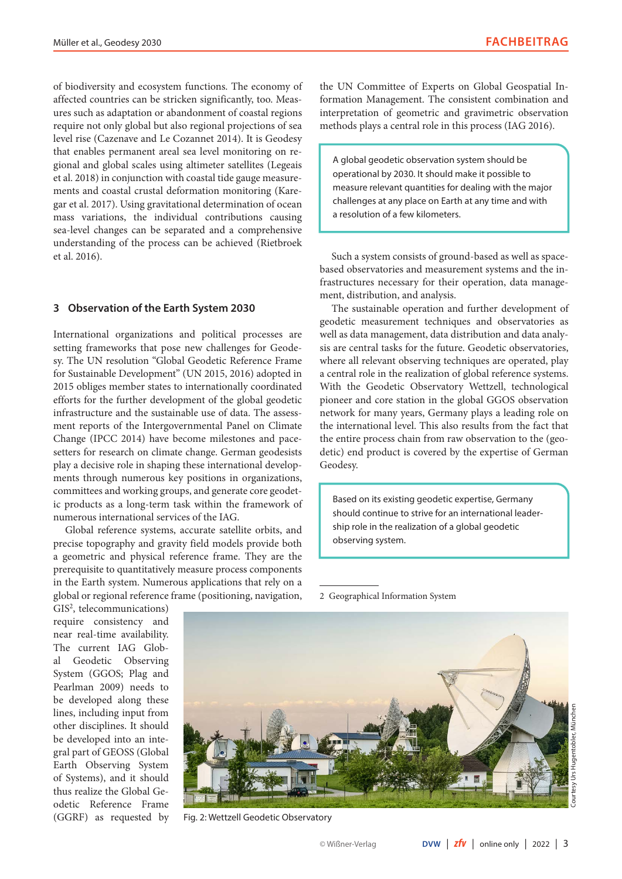of biodiversity and ecosystem functions. The economy of affected countries can be stricken significantly, too. Measures such as adaptation or abandonment of coastal regions require not only global but also regional projections of sea level rise (Cazenave and Le Cozannet 2014). It is Geodesy that enables permanent areal sea level monitoring on regional and global scales using altimeter satellites (Legeais et al. 2018) in conjunction with coastal tide gauge measurements and coastal crustal deformation monitoring (Karegar et al. 2017). Using gravitational determination of ocean mass variations, the individual contributions causing sea-level changes can be separated and a comprehensive understanding of the process can be achieved (Rietbroek et al. 2016).

## 3 Observation of the Earth System 2030

International organizations and political processes are setting frameworks that pose new challenges for Geodesy. The UN resolution "Global Geodetic Reference Frame for Sustainable Development" (UN 2015, 2016) adopted in 2015 obliges member states to internationally coordinated efforts for the further development of the global geodetic infrastructure and the sustainable use of data. The assessment reports of the Intergovernmental Panel on Climate Change (IPCC 2014) have become milestones and pacesetters for research on climate change. German geodesists play a decisive role in shaping these international developments through numerous key positions in organizations, committees and working groups, and generate core geodetic products as a long-term task within the framework of numerous international services of the IAG.

Global reference systems, accurate satellite orbits, and precise topography and gravity field models provide both a geometric and physical reference frame. They are the prerequisite to quantitatively measure process components in the Earth system. Numerous applications that rely on a global or regional reference frame (positioning, navigation, GIS[2], telecommunications) require consistency and near real-time availability. The current IAG Global Geodetic Observing System (GGOS; Plag and Pearlman 2009) needs to be developed along these lines, including input from other disciplines. It should be developed into an integral part of GEOSS (Global Earth Observing System of Systems), and it should thus realize the Global Geodetic Reference Frame (GGRF) as requested by the UN Committee of Experts on Global Geospatial Information Management. The consistent combination and interpretation of geometric and gravimetric observation methods plays a central role in this process (IAG 2016).

> A global geodetic observation system should be operational by 2030. It should make it possible to measure relevant quantities for dealing with the major challenges at any place on Earth at any time and with a resolution of a few kilometers.

Such a system consists of ground-based as well as space-based observatories and measurement systems and the infrastructures necessary for their operation, data management, distribution, and analysis.

The sustainable operation and further development of geodetic measurement techniques and observatories as well as data management, data distribution and data analysis are central tasks for the future. Geodetic observatories, where all relevant observing techniques are operated, play a central role in the realization of global reference systems. With the Geodetic Observatory Wettzell, technological pioneer and core station in the global GGOS observation network for many years, Germany plays a leading role on the international level. This also results from the fact that the entire process chain from raw observation to the (geodetic) end product is covered by the expertise of German Geodesy.

> Based on its existing geodetic expertise, Germany should continue to strive for an international leadership role in the realization of a global geodetic observing system.

Courtesy Urs Hugentobler, München

Fig. 2: Wettzell Geodetic Observatory

2 Geographical Information System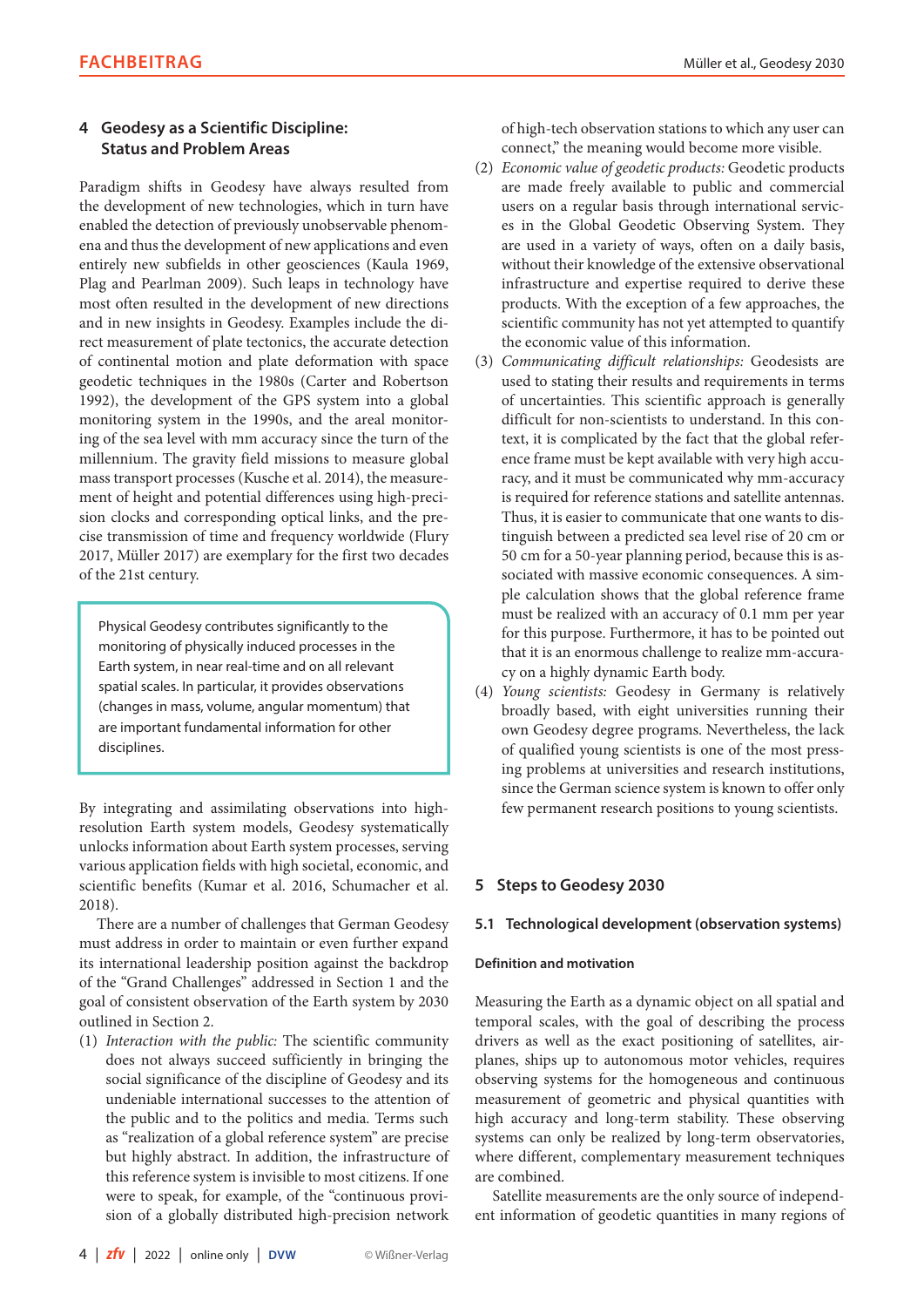## 4 Geodesy as a Scientific Discipline: Status and Problem Areas

Paradigm shifts in Geodesy have always resulted from the development of new technologies, which in turn have enabled the detection of previously unobservable phenomena and thus the development of new applications and even entirely new subfields in other geosciences (Kaula 1969, Plag and Pearlman 2009). Such leaps in technology have most often resulted in the development of new directions and in new insights in Geodesy. Examples include the direct measurement of plate tectonics, the accurate detection of continental motion and plate deformation with space geodetic techniques in the 1980s (Carter and Robertson 1992), the development of the GPS system into a global monitoring system in the 1990s, and the areal monitoring of the sea level with mm accuracy since the turn of the millennium. The gravity field missions to measure global mass transport processes (Kusche et al. 2014), the measurement of height and potential differences using high-precision clocks and corresponding optical links, and the precise transmission of time and frequency worldwide (Flury 2017, Müller 2017) are exemplary for the first two decades of the 21st century.

> Physical Geodesy contributes significantly to the monitoring of physically induced processes in the Earth system, in near real-time and on all relevant spatial scales. In particular, it provides observations (changes in mass, volume, angular momentum) that are important fundamental information for other disciplines.

By integrating and assimilating observations into high-resolution Earth system models, Geodesy systematically unlocks information about Earth system processes, serving various application fields with high societal, economic, and scientific benefits (Kumar et al. 2016, Schumacher et al. 2018).

There are a number of challenges that German Geodesy must address in order to maintain or even further expand its international leadership position against the backdrop of the "Grand Challenges" addressed in Section 1 and the goal of consistent observation of the Earth system by 2030 outlined in Section 2.

(1) *Interaction with the public:* The scientific community does not always succeed sufficiently in bringing the social significance of the discipline of Geodesy and its undeniable international successes to the attention of the public and to the politics and media. Terms such as "realization of a global reference system" are precise but highly abstract. In addition, the infrastructure of this reference system is invisible to most citizens. If one were to speak, for example, of the "continuous provision of a globally distributed high-precision network of high-tech observation stations to which any user can connect," the meaning would become more visible.

(2) *Economic value of geodetic products:* Geodetic products are made freely available to public and commercial users on a regular basis through international services in the Global Geodetic Observing System. They are used in a variety of ways, often on a daily basis, without their knowledge of the extensive observational infrastructure and expertise required to derive these products. With the exception of a few approaches, the scientific community has not yet attempted to quantify the economic value of this information.

(3) *Communicating difficult relationships:* Geodesists are used to stating their results and requirements in terms of uncertainties. This scientific approach is generally difficult for non-scientists to understand. In this context, it is complicated by the fact that the global reference frame must be kept available with very high accuracy, and it must be communicated why mm-accuracy is required for reference stations and satellite antennas. Thus, it is easier to communicate that one wants to distinguish between a predicted sea level rise of 20 cm or 50 cm for a 50-year planning period, because this is associated with massive economic consequences. A simple calculation shows that the global reference frame must be realized with an accuracy of 0.1 mm per year for this purpose. Furthermore, it has to be pointed out that it is an enormous challenge to realize mm-accuracy on a highly dynamic Earth body.

(4) *Young scientists:* Geodesy in Germany is relatively broadly based, with eight universities running their own Geodesy degree programs. Nevertheless, the lack of qualified young scientists is one of the most pressing problems at universities and research institutions, since the German science system is known to offer only few permanent research positions to young scientists.

## 5 Steps to Geodesy 2030

### 5.1 Technological development (observation systems)

#### Definition and motivation

Measuring the Earth as a dynamic object on all spatial and temporal scales, with the goal of describing the process drivers as well as the exact positioning of satellites, airplanes, ships up to autonomous motor vehicles, requires observing systems for the homogeneous and continuous measurement of geometric and physical quantities with high accuracy and long-term stability. These observing systems can only be realized by long-term observatories, where different, complementary measurement techniques are combined.

Satellite measurements are the only source of independent information of geodetic quantities in many regions of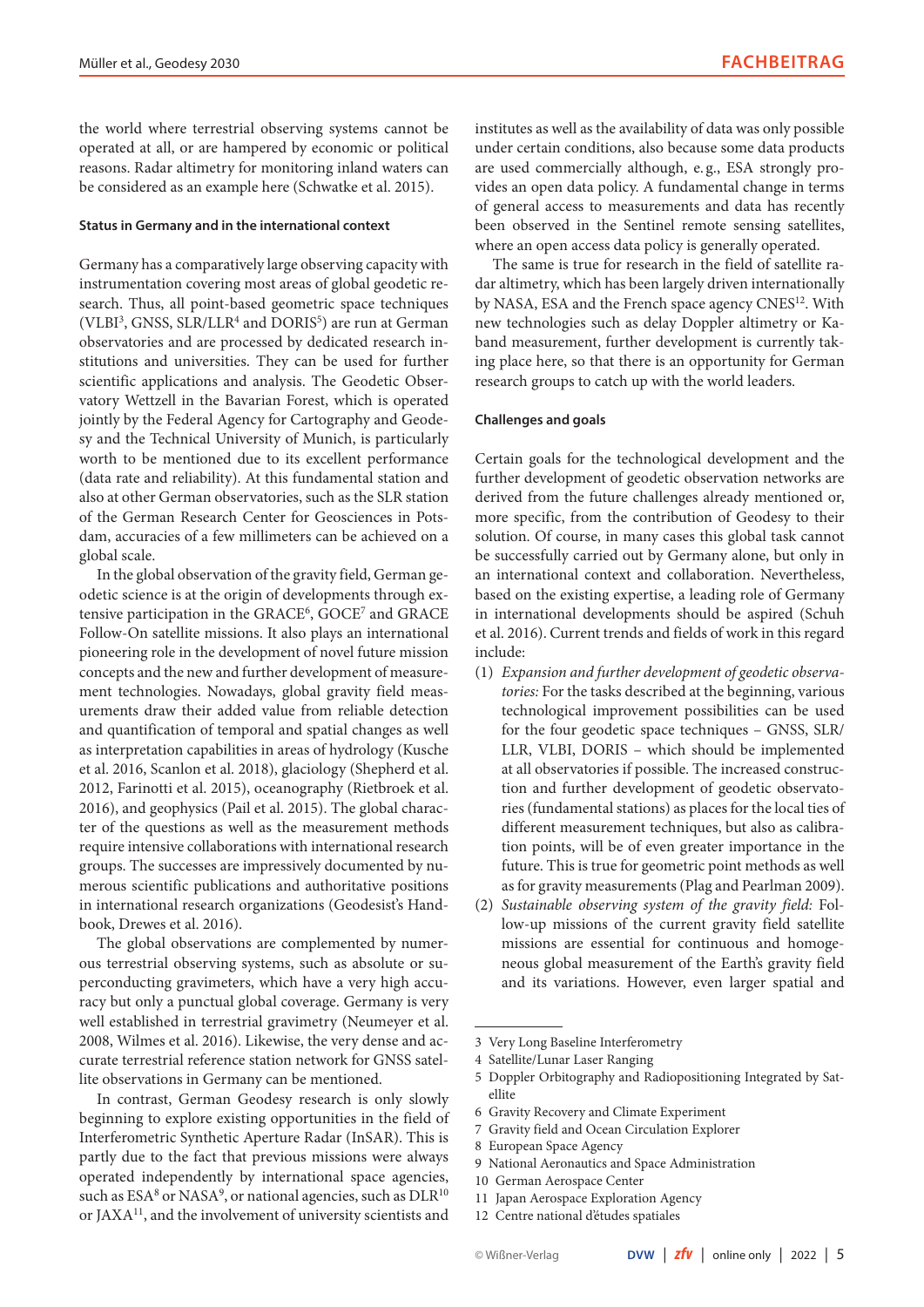the world where terrestrial observing systems cannot be operated at all, or are hampered by economic or political reasons. Radar altimetry for monitoring inland waters can be considered as an example here (Schwatke et al. 2015).

#### Status in Germany and in the international context

Germany has a comparatively large observing capacity with instrumentation covering most areas of global geodetic research. Thus, all point-based geometric space techniques (VLBI[3], GNSS, SLR/LLR[4] and DORIS[5]) are run at German observatories and are processed by dedicated research institutions and universities. They can be used for further scientific applications and analysis. The Geodetic Observatory Wettzell in the Bavarian Forest, which is operated jointly by the Federal Agency for Cartography and Geodesy and the Technical University of Munich, is particularly worth to be mentioned due to its excellent performance (data rate and reliability). At this fundamental station and also at other German observatories, such as the SLR station of the German Research Center for Geosciences in Potsdam, accuracies of a few millimeters can be achieved on a global scale.

In the global observation of the gravity field, German geodetic science is at the origin of developments through extensive participation in the GRACE[6], GOCE[7] and GRACE Follow-On satellite missions. It also plays an international pioneering role in the development of novel future mission concepts and the new and further development of measurement technologies. Nowadays, global gravity field measurements draw their added value from reliable detection and quantification of temporal and spatial changes as well as interpretation capabilities in areas of hydrology (Kusche et al. 2016, Scanlon et al. 2018), glaciology (Shepherd et al. 2012, Farinotti et al. 2015), oceanography (Rietbroek et al. 2016), and geophysics (Pail et al. 2015). The global character of the questions as well as the measurement methods require intensive collaborations with international research groups. The successes are impressively documented by numerous scientific publications and authoritative positions in international research organizations (Geodesist's Handbook, Drewes et al. 2016).

The global observations are complemented by numerous terrestrial observing systems, such as absolute or superconducting gravimeters, which have a very high accuracy but only a punctual global coverage. Germany is very well established in terrestrial gravimetry (Neumeyer et al. 2008, Wilmes et al. 2016). Likewise, the very dense and accurate terrestrial reference station network for GNSS satellite observations in Germany can be mentioned.

In contrast, German Geodesy research is only slowly beginning to explore existing opportunities in the field of Interferometric Synthetic Aperture Radar (InSAR). This is partly due to the fact that previous missions were always operated independently by international space agencies, such as ESA[8] or NASA[9], or national agencies, such as DLR[10] or JAXA[11], and the involvement of university scientists and institutes as well as the availability of data was only possible under certain conditions, also because some data products are used commercially although, e. g., ESA strongly provides an open data policy. A fundamental change in terms of general access to measurements and data has recently been observed in the Sentinel remote sensing satellites, where an open access data policy is generally operated.

The same is true for research in the field of satellite radar altimetry, which has been largely driven internationally by NASA, ESA and the French space agency CNES[12]. With new technologies such as delay Doppler altimetry or Ka-band measurement, further development is currently taking place here, so that there is an opportunity for German research groups to catch up with the world leaders.

#### Challenges and goals

Certain goals for the technological development and the further development of geodetic observation networks are derived from the future challenges already mentioned or, more specific, from the contribution of Geodesy to their solution. Of course, in many cases this global task cannot be successfully carried out by Germany alone, but only in an international context and collaboration. Nevertheless, based on the existing expertise, a leading role of Germany in international developments should be aspired (Schuh et al. 2016). Current trends and fields of work in this regard include:

(1) *Expansion and further development of geodetic observatories:* For the tasks described at the beginning, various technological improvement possibilities can be used for the four geodetic space techniques – GNSS, SLR/LLR, VLBI, DORIS – which should be implemented at all observatories if possible. The increased construction and further development of geodetic observatories (fundamental stations) as places for the local ties of different measurement techniques, but also as calibration points, will be of even greater importance in the future. This is true for geometric point methods as well as for gravity measurements (Plag and Pearlman 2009).

(2) *Sustainable observing system of the gravity field:* Follow-up missions of the current gravity field satellite missions are essential for continuous and homogeneous global measurement of the Earth's gravity field and its variations. However, even larger spatial and

---

3 Very Long Baseline Interferometry
4 Satellite/Lunar Laser Ranging
5 Doppler Orbitography and Radiopositioning Integrated by Satellite
6 Gravity Recovery and Climate Experiment
7 Gravity field and Ocean Circulation Explorer
8 European Space Agency
9 National Aeronautics and Space Administration
10 German Aerospace Center
11 Japan Aerospace Exploration Agency
12 Centre national d'études spatiales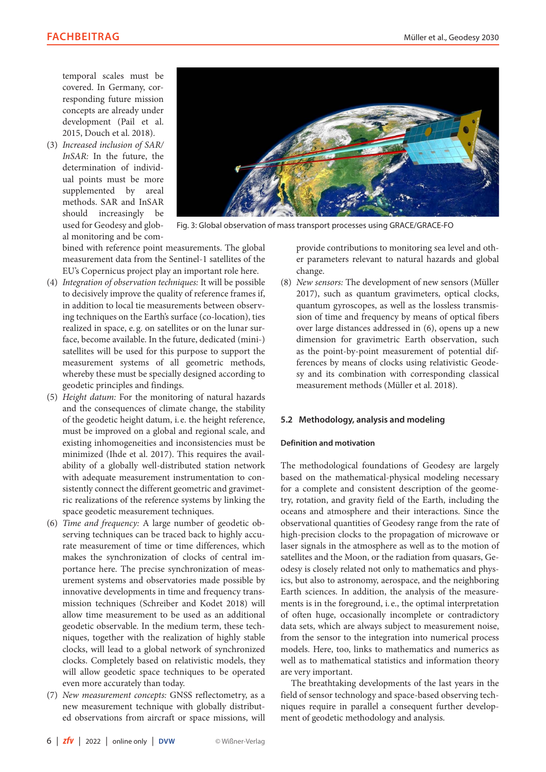temporal scales must be covered. In Germany, corresponding future mission concepts are already under development (Pail et al. 2015, Douch et al. 2018).

(3) *Increased inclusion of SAR/InSAR:* In the future, the determination of individual points must be more supplemented by areal methods. SAR and InSAR should increasingly be used for Geodesy and global monitoring and be combined with reference point measurements. The global measurement data from the Sentinel-1 satellites of the EU's Copernicus project play an important role here.

(4) *Integration of observation techniques:* It will be possible to decisively improve the quality of reference frames if, in addition to local tie measurements between observing techniques on the Earth's surface (co-location), ties realized in space, e.g. on satellites or on the lunar surface, become available. In the future, dedicated (mini-) satellites will be used for this purpose to support the measurement systems of all geometric methods, whereby these must be specially designed according to geodetic principles and findings.

(5) *Height datum:* For the monitoring of natural hazards and the consequences of climate change, the stability of the geodetic height datum, i.e. the height reference, must be improved on a global and regional scale, and existing inhomogeneities and inconsistencies must be minimized (Ihde et al. 2017). This requires the availability of a globally well-distributed station network with adequate measurement instrumentation to consistently connect the different geometric and gravimetric realizations of the reference systems by linking the space geodetic measurement techniques.

(6) *Time and frequency:* A large number of geodetic observing techniques can be traced back to highly accurate measurement of time or time differences, which makes the synchronization of clocks of central importance here. The precise synchronization of measurement systems and observatories made possible by innovative developments in time and frequency transmission techniques (Schreiber and Kodet 2018) will allow time measurement to be used as an additional geodetic observable. In the medium term, these techniques, together with the realization of highly stable clocks, will lead to a global network of synchronized clocks. Completely based on relativistic models, they will allow geodetic space techniques to be operated even more accurately than today.

(7) *New measurement concepts:* GNSS reflectometry, as a new measurement technique with globally distributed observations from aircraft or space missions, will provide contributions to monitoring sea level and other parameters relevant to natural hazards and global change.

(8) *New sensors:* The development of new sensors (Müller 2017), such as quantum gravimeters, optical clocks, quantum gyroscopes, as well as the lossless transmission of time and frequency by means of optical fibers over large distances addressed in (6), opens up a new dimension for gravimetric Earth observation, such as the point-by-point measurement of potential differences by means of clocks using relativistic Geodesy and its combination with corresponding classical measurement methods (Müller et al. 2018).

Fig. 3: Global observation of mass transport processes using GRACE/GRACE-FO

## 5.2 Methodology, analysis and modeling

### Definition and motivation

The methodological foundations of Geodesy are largely based on the mathematical-physical modeling necessary for a complete and consistent description of the geometry, rotation, and gravity field of the Earth, including the oceans and atmosphere and their interactions. Since the observational quantities of Geodesy range from the rate of high-precision clocks to the propagation of microwave or laser signals in the atmosphere as well as to the motion of satellites and the Moon, or the radiation from quasars, Geodesy is closely related not only to mathematics and physics, but also to astronomy, aerospace, and the neighboring Earth sciences. In addition, the analysis of the measurements is in the foreground, i.e., the optimal interpretation of often huge, occasionally incomplete or contradictory data sets, which are always subject to measurement noise, from the sensor to the integration into numerical process models. Here, too, links to mathematics and numerics as well as to mathematical statistics and information theory are very important.

The breathtaking developments of the last years in the field of sensor technology and space-based observing techniques require in parallel a consequent further development of geodetic methodology and analysis.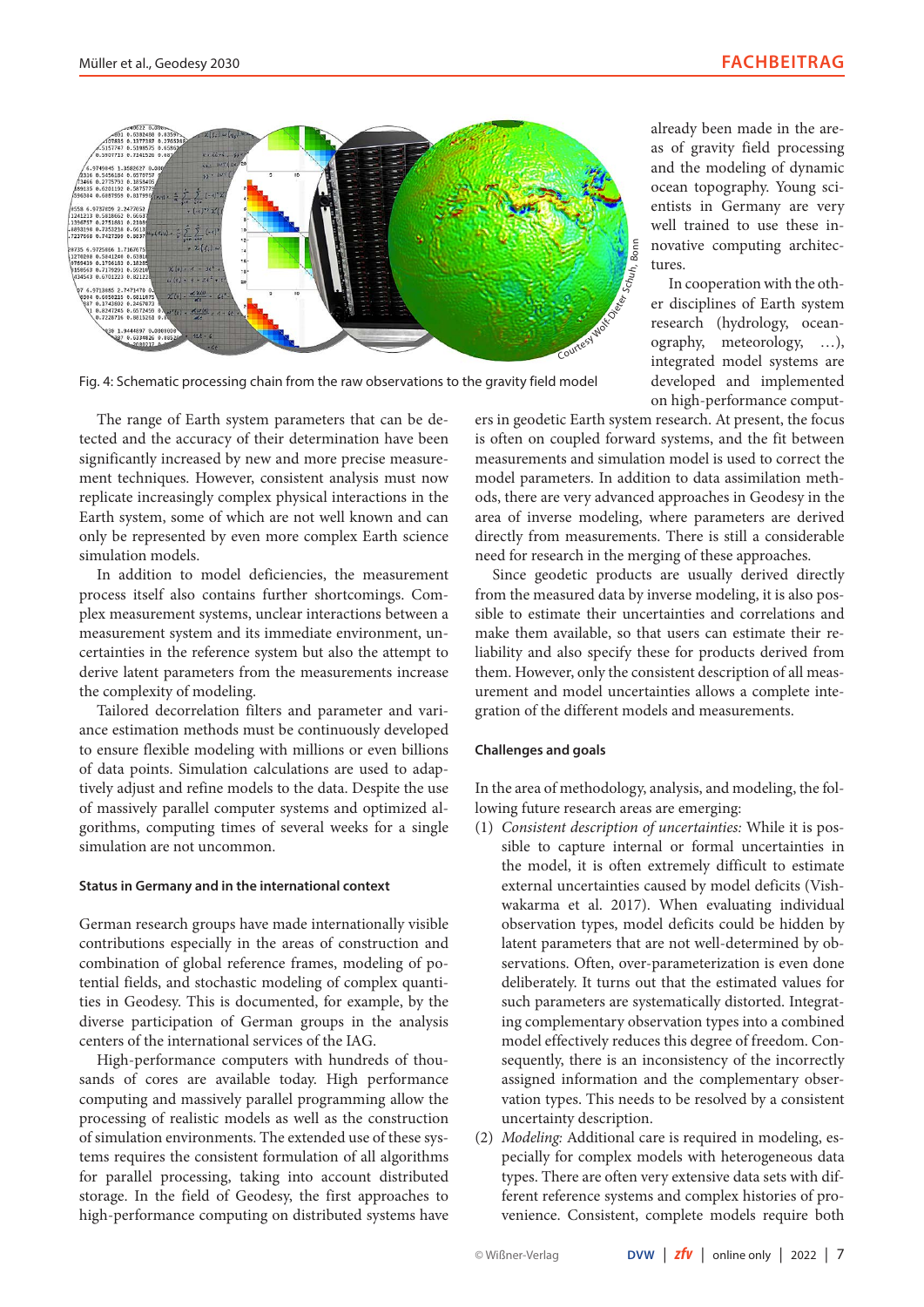Fig. 4: Schematic processing chain from the raw observations to the gravity field model

The range of Earth system parameters that can be detected and the accuracy of their determination have been significantly increased by new and more precise measurement techniques. However, consistent analysis must now replicate increasingly complex physical interactions in the Earth system, some of which are not well known and can only be represented by even more complex Earth science simulation models.

In addition to model deficiencies, the measurement process itself also contains further shortcomings. Complex measurement systems, unclear interactions between a measurement system and its immediate environment, uncertainties in the reference system but also the attempt to derive latent parameters from the measurements increase the complexity of modeling.

Tailored decorrelation filters and parameter and variance estimation methods must be continuously developed to ensure flexible modeling with millions or even billions of data points. Simulation calculations are used to adaptively adjust and refine models to the data. Despite the use of massively parallel computer systems and optimized algorithms, computing times of several weeks for a single simulation are not uncommon.

#### Status in Germany and in the international context

German research groups have made internationally visible contributions especially in the areas of construction and combination of global reference frames, modeling of potential fields, and stochastic modeling of complex quantities in Geodesy. This is documented, for example, by the diverse participation of German groups in the analysis centers of the international services of the IAG.

High-performance computers with hundreds of thousands of cores are available today. High performance computing and massively parallel programming allow the processing of realistic models as well as the construction of simulation environments. The extended use of these systems requires the consistent formulation of all algorithms for parallel processing, taking into account distributed storage. In the field of Geodesy, the first approaches to high-performance computing on distributed systems have already been made in the areas of gravity field processing and the modeling of dynamic ocean topography. Young scientists in Germany are very well trained to use these innovative computing architectures.

In cooperation with the other disciplines of Earth system research (hydrology, oceanography, meteorology, …), integrated model systems are developed and implemented on high-performance computers in geodetic Earth system research. At present, the focus is often on coupled forward systems, and the fit between measurements and simulation model is used to correct the model parameters. In addition to data assimilation methods, there are very advanced approaches in Geodesy in the area of inverse modeling, where parameters are derived directly from measurements. There is still a considerable need for research in the merging of these approaches.

Since geodetic products are usually derived directly from the measured data by inverse modeling, it is also possible to estimate their uncertainties and correlations and make them available, so that users can estimate their reliability and also specify these for products derived from them. However, only the consistent description of all measurement and model uncertainties allows a complete integration of the different models and measurements.

#### Challenges and goals

In the area of methodology, analysis, and modeling, the following future research areas are emerging:

(1) *Consistent description of uncertainties:* While it is possible to capture internal or formal uncertainties in the model, it is often extremely difficult to estimate external uncertainties caused by model deficits (Vishwakarma et al. 2017). When evaluating individual observation types, model deficits could be hidden by latent parameters that are not well-determined by observations. Often, over-parameterization is even done deliberately. It turns out that the estimated values for such parameters are systematically distorted. Integrating complementary observation types into a combined model effectively reduces this degree of freedom. Consequently, there is an inconsistency of the incorrectly assigned information and the complementary observation types. This needs to be resolved by a consistent uncertainty description.

(2) *Modeling:* Additional care is required in modeling, especially for complex models with heterogeneous data types. There are often very extensive data sets with different reference systems and complex histories of provenience. Consistent, complete models require both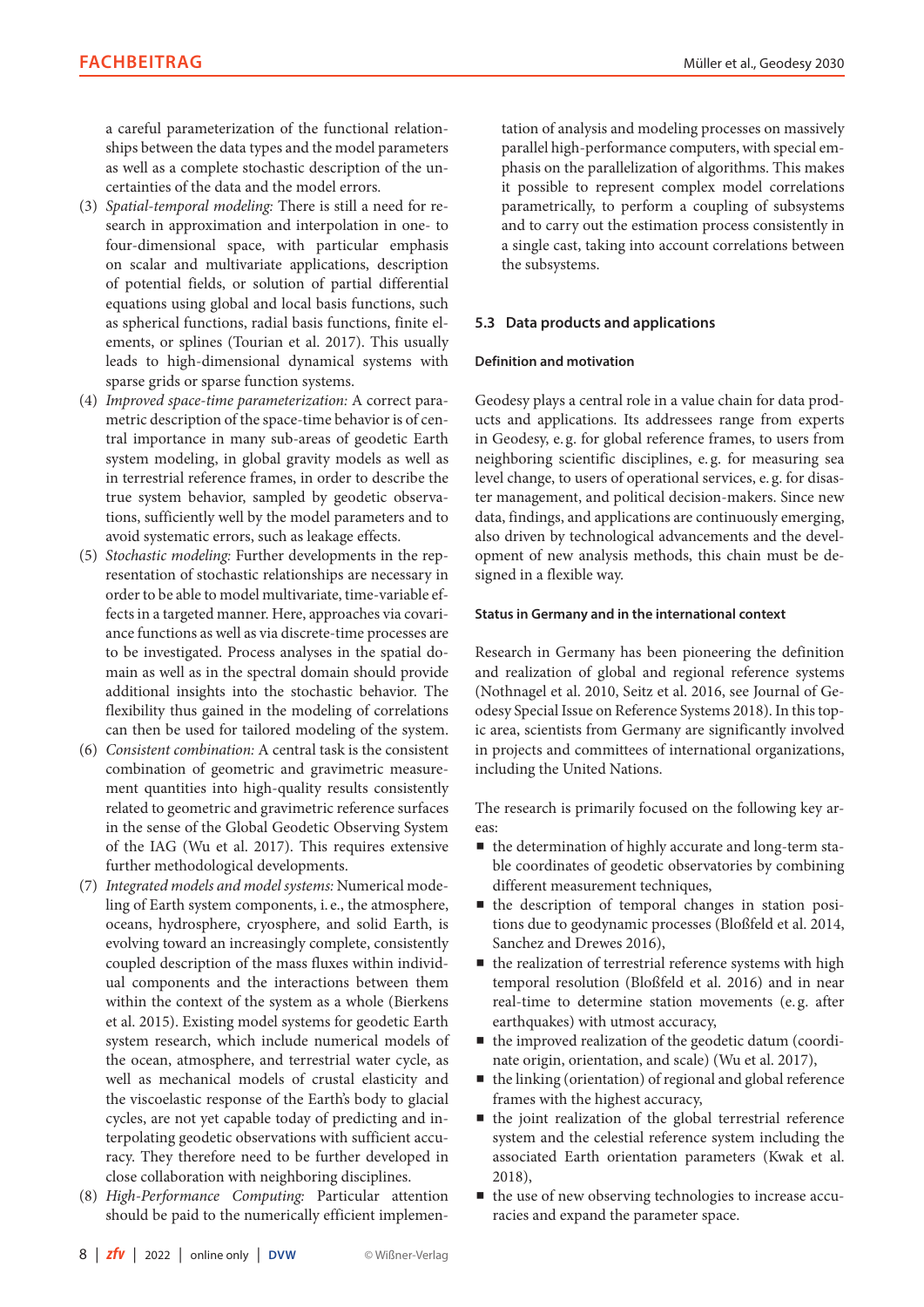a careful parameterization of the functional relationships between the data types and the model parameters as well as a complete stochastic description of the uncertainties of the data and the model errors.

(3) *Spatial-temporal modeling:* There is still a need for research in approximation and interpolation in one- to four-dimensional space, with particular emphasis on scalar and multivariate applications, description of potential fields, or solution of partial differential equations using global and local basis functions, such as spherical functions, radial basis functions, finite elements, or splines (Tourian et al. 2017). This usually leads to high-dimensional dynamical systems with sparse grids or sparse function systems.

(4) *Improved space-time parameterization:* A correct parametric description of the space-time behavior is of central importance in many sub-areas of geodetic Earth system modeling, in global gravity models as well as in terrestrial reference frames, in order to describe the true system behavior, sampled by geodetic observations, sufficiently well by the model parameters and to avoid systematic errors, such as leakage effects.

(5) *Stochastic modeling:* Further developments in the representation of stochastic relationships are necessary in order to be able to model multivariate, time-variable effects in a targeted manner. Here, approaches via covariance functions as well as via discrete-time processes are to be investigated. Process analyses in the spatial domain as well as in the spectral domain should provide additional insights into the stochastic behavior. The flexibility thus gained in the modeling of correlations can then be used for tailored modeling of the system.

(6) *Consistent combination:* A central task is the consistent combination of geometric and gravimetric measurement quantities into high-quality results consistently related to geometric and gravimetric reference surfaces in the sense of the Global Geodetic Observing System of the IAG (Wu et al. 2017). This requires extensive further methodological developments.

(7) *Integrated models and model systems:* Numerical modeling of Earth system components, i. e., the atmosphere, oceans, hydrosphere, cryosphere, and solid Earth, is evolving toward an increasingly complete, consistently coupled description of the mass fluxes within individual components and the interactions between them within the context of the system as a whole (Bierkens et al. 2015). Existing model systems for geodetic Earth system research, which include numerical models of the ocean, atmosphere, and terrestrial water cycle, as well as mechanical models of crustal elasticity and the viscoelastic response of the Earth's body to glacial cycles, are not yet capable today of predicting and interpolating geodetic observations with sufficient accuracy. They therefore need to be further developed in close collaboration with neighboring disciplines.

(8) *High-Performance Computing:* Particular attention should be paid to the numerically efficient implementation of analysis and modeling processes on massively parallel high-performance computers, with special emphasis on the parallelization of algorithms. This makes it possible to represent complex model correlations parametrically, to perform a coupling of subsystems and to carry out the estimation process consistently in a single cast, taking into account correlations between the subsystems.

### 5.3 Data products and applications

#### Definition and motivation

Geodesy plays a central role in a value chain for data products and applications. Its addressees range from experts in Geodesy, e. g. for global reference frames, to users from neighboring scientific disciplines, e. g. for measuring sea level change, to users of operational services, e. g. for disaster management, and political decision-makers. Since new data, findings, and applications are continuously emerging, also driven by technological advancements and the development of new analysis methods, this chain must be designed in a flexible way.

#### Status in Germany and in the international context

Research in Germany has been pioneering the definition and realization of global and regional reference systems (Nothnagel et al. 2010, Seitz et al. 2016, see Journal of Geodesy Special Issue on Reference Systems 2018). In this topic area, scientists from Germany are significantly involved in projects and committees of international organizations, including the United Nations.

The research is primarily focused on the following key areas:

- the determination of highly accurate and long-term stable coordinates of geodetic observatories by combining different measurement techniques,
- the description of temporal changes in station positions due to geodynamic processes (Bloßfeld et al. 2014, Sanchez and Drewes 2016),
- the realization of terrestrial reference systems with high temporal resolution (Bloßfeld et al. 2016) and in near real-time to determine station movements (e. g. after earthquakes) with utmost accuracy,
- the improved realization of the geodetic datum (coordinate origin, orientation, and scale) (Wu et al. 2017),
- the linking (orientation) of regional and global reference frames with the highest accuracy,
- the joint realization of the global terrestrial reference system and the celestial reference system including the associated Earth orientation parameters (Kwak et al. 2018),
- the use of new observing technologies to increase accuracies and expand the parameter space.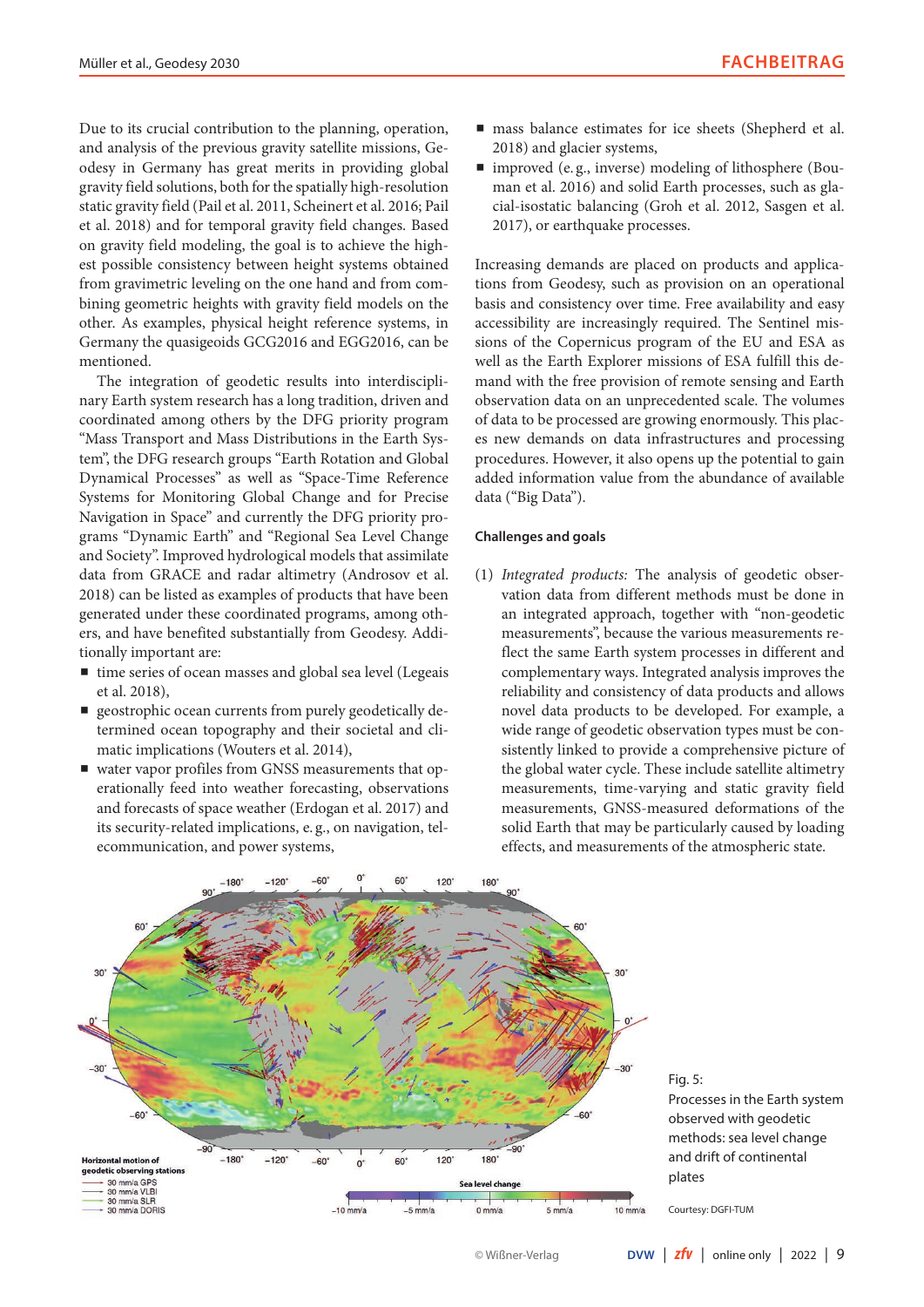Due to its crucial contribution to the planning, operation, and analysis of the previous gravity satellite missions, Geodesy in Germany has great merits in providing global gravity field solutions, both for the spatially high-resolution static gravity field (Pail et al. 2011, Scheinert et al. 2016; Pail et al. 2018) and for temporal gravity field changes. Based on gravity field modeling, the goal is to achieve the highest possible consistency between height systems obtained from gravimetric leveling on the one hand and from combining geometric heights with gravity field models on the other. As examples, physical height reference systems, in Germany the quasigeoids GCG2016 and EGG2016, can be mentioned.

The integration of geodetic results into interdisciplinary Earth system research has a long tradition, driven and coordinated among others by the DFG priority program "Mass Transport and Mass Distributions in the Earth System", the DFG research groups "Earth Rotation and Global Dynamical Processes" as well as "Space-Time Reference Systems for Monitoring Global Change and for Precise Navigation in Space" and currently the DFG priority programs "Dynamic Earth" and "Regional Sea Level Change and Society". Improved hydrological models that assimilate data from GRACE and radar altimetry (Androsov et al. 2018) can be listed as examples of products that have been generated under these coordinated programs, among others, and have benefited substantially from Geodesy. Additionally important are:

- time series of ocean masses and global sea level (Legeais et al. 2018),
- geostrophic ocean currents from purely geodetically determined ocean topography and their societal and climatic implications (Wouters et al. 2014),
- water vapor profiles from GNSS measurements that operationally feed into weather forecasting, observations and forecasts of space weather (Erdogan et al. 2017) and its security-related implications, e. g., on navigation, telecommunication, and power systems,
- mass balance estimates for ice sheets (Shepherd et al. 2018) and glacier systems,
- improved (e. g., inverse) modeling of lithosphere (Bouman et al. 2016) and solid Earth processes, such as glacial-isostatic balancing (Groh et al. 2012, Sasgen et al. 2017), or earthquake processes.

Increasing demands are placed on products and applications from Geodesy, such as provision on an operational basis and consistency over time. Free availability and easy accessibility are increasingly required. The Sentinel missions of the Copernicus program of the EU and ESA as well as the Earth Explorer missions of ESA fulfill this demand with the free provision of remote sensing and Earth observation data on an unprecedented scale. The volumes of data to be processed are growing enormously. This places new demands on data infrastructures and processing procedures. However, it also opens up the potential to gain added information value from the abundance of available data ("Big Data").

#### Challenges and goals

(1) *Integrated products:* The analysis of geodetic observation data from different methods must be done in an integrated approach, together with "non-geodetic measurements", because the various measurements reflect the same Earth system processes in different and complementary ways. Integrated analysis improves the reliability and consistency of data products and allows novel data products to be developed. For example, a wide range of geodetic observation types must be consistently linked to provide a comprehensive picture of the global water cycle. These include satellite altimetry measurements, time-varying and static gravity field measurements, GNSS-measured deformations of the solid Earth that may be particularly caused by loading effects, and measurements of the atmospheric state.

Fig. 5: Processes in the Earth system observed with geodetic methods: sea level change and drift of continental plates

Courtesy: DGFI-TUM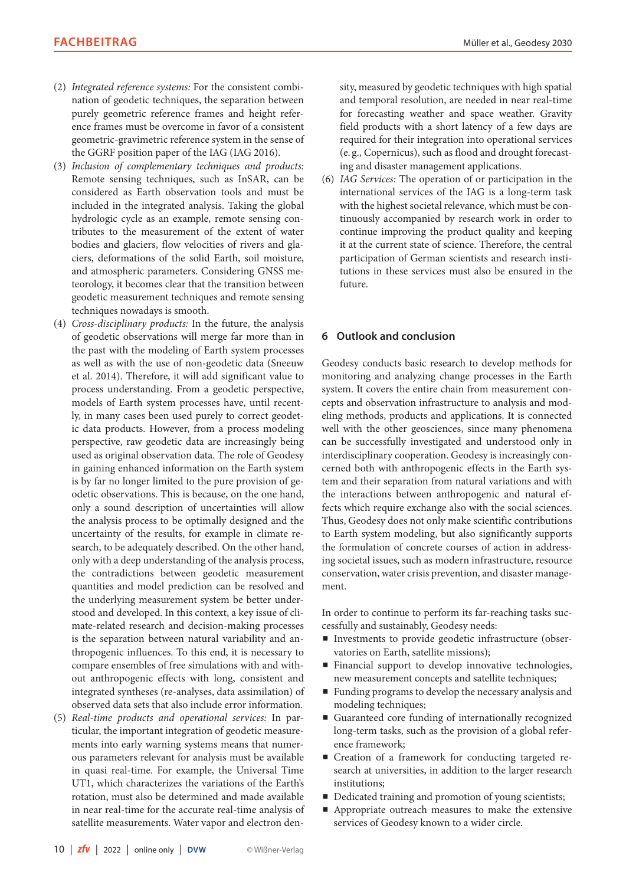(2) *Integrated reference systems:* For the consistent combination of geodetic techniques, the separation between purely geometric reference frames and height reference frames must be overcome in favor of a consistent geometric-gravimetric reference system in the sense of the GGRF position paper of the IAG (IAG 2016).

(3) *Inclusion of complementary techniques and products:* Remote sensing techniques, such as InSAR, can be considered as Earth observation tools and must be included in the integrated analysis. Taking the global hydrologic cycle as an example, remote sensing contributes to the measurement of the extent of water bodies and glaciers, flow velocities of rivers and glaciers, deformations of the solid Earth, soil moisture, and atmospheric parameters. Considering GNSS meteorology, it becomes clear that the transition between geodetic measurement techniques and remote sensing techniques nowadays is smooth.

(4) *Cross-disciplinary products:* In the future, the analysis of geodetic observations will merge far more than in the past with the modeling of Earth system processes as well as with the use of non-geodetic data (Sneeuw et al. 2014). Therefore, it will add significant value to process understanding. From a geodetic perspective, models of Earth system processes have, until recently, in many cases been used purely to correct geodetic data products. However, from a process modeling perspective, raw geodetic data are increasingly being used as original observation data. The role of Geodesy in gaining enhanced information on the Earth system is by far no longer limited to the pure provision of geodetic observations. This is because, on the one hand, only a sound description of uncertainties will allow the analysis process to be optimally designed and the uncertainty of the results, for example in climate research, to be adequately described. On the other hand, only with a deep understanding of the analysis process, the contradictions between geodetic measurement quantities and model prediction can be resolved and the underlying measurement system be better understood and developed. In this context, a key issue of climate-related research and decision-making processes is the separation between natural variability and anthropogenic influences. To this end, it is necessary to compare ensembles of free simulations with and without anthropogenic effects with long, consistent and integrated syntheses (re-analyses, data assimilation) of observed data sets that also include error information.

(5) *Real-time products and operational services:* In particular, the important integration of geodetic measurements into early warning systems means that numerous parameters relevant for analysis must be available in quasi real-time. For example, the Universal Time UT1, which characterizes the variations of the Earth's rotation, must also be determined and made available in near real-time for the accurate real-time analysis of satellite measurements. Water vapor and electron density, measured by geodetic techniques with high spatial and temporal resolution, are needed in near real-time for forecasting weather and space weather. Gravity field products with a short latency of a few days are required for their integration into operational services (e.g., Copernicus), such as flood and drought forecasting and disaster management applications.

(6) *IAG Services:* The operation of or participation in the international services of the IAG is a long-term task with the highest societal relevance, which must be continuously accompanied by research work in order to continue improving the product quality and keeping it at the current state of science. Therefore, the central participation of German scientists and research institutions in these services must also be ensured in the future.

## 6 Outlook and conclusion

Geodesy conducts basic research to develop methods for monitoring and analyzing change processes in the Earth system. It covers the entire chain from measurement concepts and observation infrastructure to analysis and modeling methods, products and applications. It is connected well with the other geosciences, since many phenomena can be successfully investigated and understood only in interdisciplinary cooperation. Geodesy is increasingly concerned both with anthropogenic effects in the Earth system and their separation from natural variations and with the interactions between anthropogenic and natural effects which require exchange also with the social sciences. Thus, Geodesy does not only make scientific contributions to Earth system modeling, but also significantly supports the formulation of concrete courses of action in addressing societal issues, such as modern infrastructure, resource conservation, water crisis prevention, and disaster management.

In order to continue to perform its far-reaching tasks successfully and sustainably, Geodesy needs:

- Investments to provide geodetic infrastructure (observatories on Earth, satellite missions);
- Financial support to develop innovative technologies, new measurement concepts and satellite techniques;
- Funding programs to develop the necessary analysis and modeling techniques;
- Guaranteed core funding of internationally recognized long-term tasks, such as the provision of a global reference framework;
- Creation of a framework for conducting targeted research at universities, in addition to the larger research institutions;
- Dedicated training and promotion of young scientists;
- Appropriate outreach measures to make the extensive services of Geodesy known to a wider circle.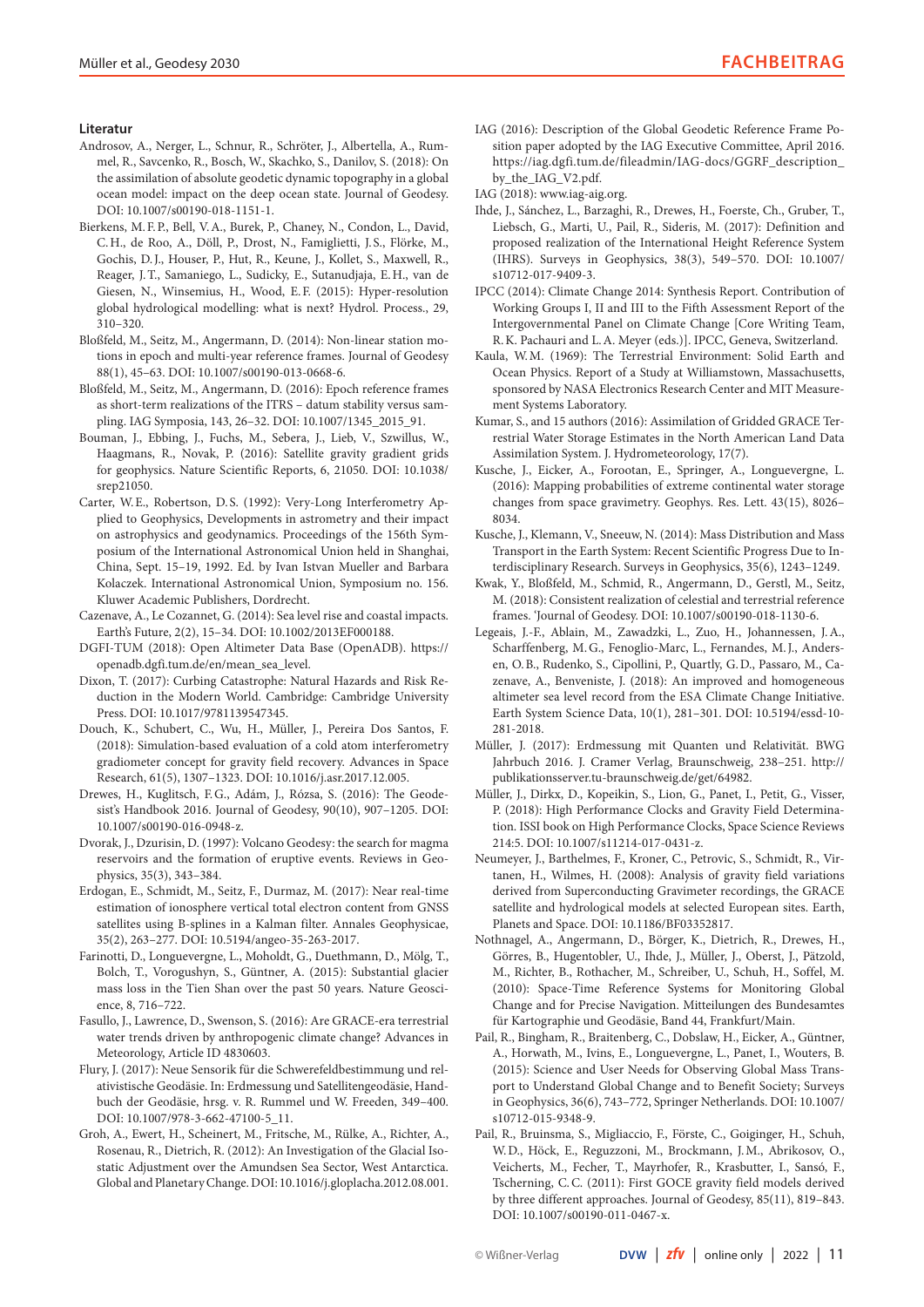## Literatur

Androsov, A., Nerger, L., Schnur, R., Schröter, J., Albertella, A., Rummel, R., Savcenko, R., Bosch, W., Skachko, S., Danilov, S. (2018): On the assimilation of absolute geodetic dynamic topography in a global ocean model: impact on the deep ocean state. Journal of Geodesy. DOI: 10.1007/s00190-018-1151-1.

Bierkens, M. F. P., Bell, V. A., Burek, P., Chaney, N., Condon, L., David, C. H., de Roo, A., Döll, P., Drost, N., Famiglietti, J. S., Flörke, M., Gochis, D. J., Houser, P., Hut, R., Keune, J., Kollet, S., Maxwell, R., Reager, J. T., Samaniego, L., Sudicky, E., Sutanudjaja, E. H., van de Giesen, N., Winsemius, H., Wood, E. F. (2015): Hyper-resolution global hydrological modelling: what is next? Hydrol. Process., 29, 310–320.

Bloßfeld, M., Seitz, M., Angermann, D. (2014): Non-linear station motions in epoch and multi-year reference frames. Journal of Geodesy 88(1), 45–63. DOI: 10.1007/s00190-013-0668-6.

Bloßfeld, M., Seitz, M., Angermann, D. (2016): Epoch reference frames as short-term realizations of the ITRS – datum stability versus sampling. IAG Symposia, 143, 26–32. DOI: 10.1007/1345_2015_91.

Bouman, J., Ebbing, J., Fuchs, M., Sebera, J., Lieb, V., Szwillus, W., Haagmans, R., Novak, P. (2016): Satellite gravity gradient grids for geophysics. Nature Scientific Reports, 6, 21050. DOI: 10.1038/srep21050.

Carter, W. E., Robertson, D. S. (1992): Very-Long Interferometry Applied to Geophysics, Developments in astrometry and their impact on astrophysics and geodynamics. Proceedings of the 156th Symposium of the International Astronomical Union held in Shanghai, China, Sept. 15–19, 1992. Ed. by Ivan Istvan Mueller and Barbara Kolaczek. International Astronomical Union, Symposium no. 156. Kluwer Academic Publishers, Dordrecht.

Cazenave, A., Le Cozannet, G. (2014): Sea level rise and coastal impacts. Earth's Future, 2(2), 15–34. DOI: 10.1002/2013EF000188.

DGFI-TUM (2018): Open Altimeter Data Base (OpenADB). https://openadb.dgfi.tum.de/en/mean_sea_level.

Dixon, T. (2017): Curbing Catastrophe: Natural Hazards and Risk Reduction in the Modern World. Cambridge: Cambridge University Press. DOI: 10.1017/9781139547345.

Douch, K., Schubert, C., Wu, H., Müller, J., Pereira Dos Santos, F. (2018): Simulation-based evaluation of a cold atom interferometry gradiometer concept for gravity field recovery. Advances in Space Research, 61(5), 1307–1323. DOI: 10.1016/j.asr.2017.12.005.

Drewes, H., Kuglitsch, F. G., Adám, J., Rózsa, S. (2016): The Geodesist's Handbook 2016. Journal of Geodesy, 90(10), 907–1205. DOI: 10.1007/s00190-016-0948-z.

Dvorak, J., Dzurisin, D. (1997): Volcano Geodesy: the search for magma reservoirs and the formation of eruptive events. Reviews in Geophysics, 35(3), 343–384.

Erdogan, E., Schmidt, M., Seitz, F., Durmaz, M. (2017): Near real-time estimation of ionosphere vertical total electron content from GNSS satellites using B-splines in a Kalman filter. Annales Geophysicae, 35(2), 263–277. DOI: 10.5194/angeo-35-263-2017.

Farinotti, D., Longuevergne, L., Moholdt, G., Duethmann, D., Mölg, T., Bolch, T., Vorogushyn, S., Güntner, A. (2015): Substantial glacier mass loss in the Tien Shan over the past 50 years. Nature Geoscience, 8, 716–722.

Fasullo, J., Lawrence, D., Swenson, S. (2016): Are GRACE-era terrestrial water trends driven by anthropogenic climate change? Advances in Meteorology, Article ID 4830603.

Flury, J. (2017): Neue Sensorik für die Schwerefeldbestimmung und relativistische Geodäsie. In: Erdmessung und Satellitengeodäsie, Handbuch der Geodäsie, hrsg. v. R. Rummel und W. Freeden, 349–400. DOI: 10.1007/978-3-662-47100-5_11.

Groh, A., Ewert, H., Scheinert, M., Fritsche, M., Rülke, A., Richter, A., Rosenau, R., Dietrich, R. (2012): An Investigation of the Glacial Isostatic Adjustment over the Amundsen Sea Sector, West Antarctica. Global and Planetary Change. DOI: 10.1016/j.gloplacha.2012.08.001.

IAG (2016): Description of the Global Geodetic Reference Frame Position paper adopted by the IAG Executive Committee, April 2016. https://iag.dgfi.tum.de/fileadmin/IAG-docs/GGRF_description_by_the_IAG_V2.pdf.

IAG (2018): www.iag-aig.org.

Ihde, J., Sánchez, L., Barzaghi, R., Drewes, H., Foerste, Ch., Gruber, T., Liebsch, G., Marti, U., Pail, R., Sideris, M. (2017): Definition and proposed realization of the International Height Reference System (IHRS). Surveys in Geophysics, 38(3), 549–570. DOI: 10.1007/s10712-017-9409-3.

IPCC (2014): Climate Change 2014: Synthesis Report. Contribution of Working Groups I, II and III to the Fifth Assessment Report of the Intergovernmental Panel on Climate Change [Core Writing Team, R. K. Pachauri and L. A. Meyer (eds.)]. IPCC, Geneva, Switzerland.

Kaula, W. M. (1969): The Terrestrial Environment: Solid Earth and Ocean Physics. Report of a Study at Williamstown, Massachusetts, sponsored by NASA Electronics Research Center and MIT Measurement Systems Laboratory.

Kumar, S., and 15 authors (2016): Assimilation of Gridded GRACE Terrestrial Water Storage Estimates in the North American Land Data Assimilation System. J. Hydrometeorology, 17(7).

Kusche, J., Eicker, A., Forootan, E., Springer, A., Longuevergne, L. (2016): Mapping probabilities of extreme continental water storage changes from space gravimetry. Geophys. Res. Lett. 43(15), 8026–8034.

Kusche, J., Klemann, V., Sneeuw, N. (2014): Mass Distribution and Mass Transport in the Earth System: Recent Scientific Progress Due to Interdisciplinary Research. Surveys in Geophysics, 35(6), 1243–1249.

Kwak, Y., Bloßfeld, M., Schmid, R., Angermann, D., Gerstl, M., Seitz, M. (2018): Consistent realization of celestial and terrestrial reference frames. 'Journal of Geodesy. DOI: 10.1007/s00190-018-1130-6.

Legeais, J.-F., Ablain, M., Zawadzki, L., Zuo, H., Johannessen, J. A., Scharffenberg, M. G., Fenoglio-Marc, L., Fernandes, M. J., Andersen, O. B., Rudenko, S., Cipollini, P., Quartly, G. D., Passaro, M., Cazenave, A., Benveniste, J. (2018): An improved and homogeneous altimeter sea level record from the ESA Climate Change Initiative. Earth System Science Data, 10(1), 281–301. DOI: 10.5194/essd-10-281-2018.

Müller, J. (2017): Erdmessung mit Quanten und Relativität. BWG Jahrbuch 2016. J. Cramer Verlag, Braunschweig, 238–251. http://publikationsserver.tu-braunschweig.de/get/64982.

Müller, J., Dirkx, D., Kopeikin, S., Lion, G., Panet, I., Petit, G., Visser, P. (2018): High Performance Clocks and Gravity Field Determination. ISSI book on High Performance Clocks, Space Science Reviews 214:5. DOI: 10.1007/s11214-017-0431-z.

Neumeyer, J., Barthelmes, F., Kroner, C., Petrovic, S., Schmidt, R., Virtanen, H., Wilmes, H. (2008): Analysis of gravity field variations derived from Superconducting Gravimeter recordings, the GRACE satellite and hydrological models at selected European sites. Earth, Planets and Space. DOI: 10.1186/BF03352817.

Nothnagel, A., Angermann, D., Börger, K., Dietrich, R., Drewes, H., Görres, B., Hugentobler, U., Ihde, J., Müller, J., Oberst, J., Pätzold, M., Richter, B., Rothacher, M., Schreiber, U., Schuh, H., Soffel, M. (2010): Space-Time Reference Systems for Monitoring Global Change and for Precise Navigation. Mitteilungen des Bundesamtes für Kartographie und Geodäsie, Band 44, Frankfurt/Main.

Pail, R., Bingham, R., Braitenberg, C., Dobslaw, H., Eicker, A., Güntner, A., Horwath, M., Ivins, E., Longuevergne, L., Panet, I., Wouters, B. (2015): Science and User Needs for Observing Global Mass Transport to Understand Global Change and to Benefit Society; Surveys in Geophysics, 36(6), 743–772, Springer Netherlands. DOI: 10.1007/s10712-015-9348-9.

Pail, R., Bruinsma, S., Migliaccio, F., Förste, C., Goiginger, H., Schuh, W. D., Höck, E., Reguzzoni, M., Brockmann, J. M., Abrikosov, O., Veicherts, M., Fecher, T., Mayrhofer, R., Krasbutter, I., Sansó, F., Tscherning, C. C. (2011): First GOCE gravity field models derived by three different approaches. Journal of Geodesy, 85(11), 819–843. DOI: 10.1007/s00190-011-0467-x.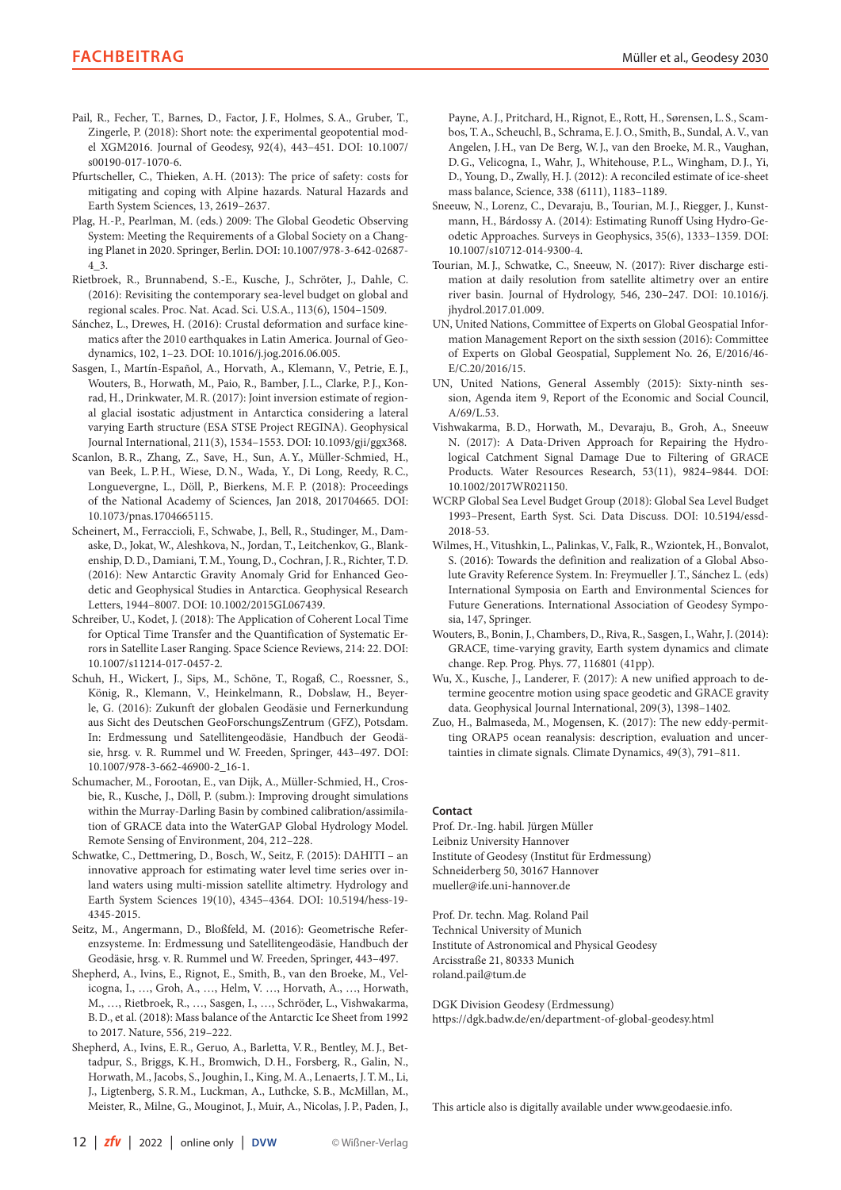Pail, R., Fecher, T., Barnes, D., Factor, J.F., Holmes, S.A., Gruber, T., Zingerle, P. (2018): Short note: the experimental geopotential model XGM2016. Journal of Geodesy, 92(4), 443–451. DOI: 10.1007/s00190-017-1070-6.

Pfurtscheller, C., Thieken, A.H. (2013): The price of safety: costs for mitigating and coping with Alpine hazards. Natural Hazards and Earth System Sciences, 13, 2619–2637.

Plag, H.-P., Pearlman, M. (eds.) 2009: The Global Geodetic Observing System: Meeting the Requirements of a Global Society on a Changing Planet in 2020. Springer, Berlin. DOI: 10.1007/978-3-642-02687-4_3.

Rietbroek, R., Brunnabend, S.-E., Kusche, J., Schröter, J., Dahle, C. (2016): Revisiting the contemporary sea-level budget on global and regional scales. Proc. Nat. Acad. Sci. U.S.A., 113(6), 1504–1509.

Sánchez, L., Drewes, H. (2016): Crustal deformation and surface kinematics after the 2010 earthquakes in Latin America. Journal of Geodynamics, 102, 1–23. DOI: 10.1016/j.jog.2016.06.005.

Sasgen, I., Martín-Español, A., Horvath, A., Klemann, V., Petrie, E.J., Wouters, B., Horwath, M., Paio, R., Bamber, J.L., Clarke, P.J., Konrad, H., Drinkwater, M.R. (2017): Joint inversion estimate of regional glacial isostatic adjustment in Antarctica considering a lateral varying Earth structure (ESA STSE Project REGINA). Geophysical Journal International, 211(3), 1534–1553. DOI: 10.1093/gji/ggx368.

Scanlon, B.R., Zhang, Z., Save, H., Sun, A.Y., Müller-Schmied, H., van Beek, L.P.H., Wiese, D.N., Wada, Y., Di Long, Reedy, R.C., Longuevergne, L., Döll, P., Bierkens, M.F.P. (2018): Proceedings of the National Academy of Sciences, Jan 2018, 201704665. DOI: 10.1073/pnas.1704665115.

Scheinert, M., Ferraccioli, F., Schwabe, J., Bell, R., Studinger, M., Damaske, D., Jokat, W., Aleshkova, N., Jordan, T., Leitchenkov, G., Blankenship, D.D., Damiani, T.M., Young, D., Cochran, J.R., Richter, T.D. (2016): New Antarctic Gravity Anomaly Grid for Enhanced Geodetic and Geophysical Studies in Antarctica. Geophysical Research Letters, 1944–8007. DOI: 10.1002/2015GL067439.

Schreiber, U., Kodet, J. (2018): The Application of Coherent Local Time for Optical Time Transfer and the Quantification of Systematic Errors in Satellite Laser Ranging. Space Science Reviews, 214: 22. DOI: 10.1007/s11214-017-0457-2.

Schuh, H., Wickert, J., Sips, M., Schöne, T., Rogaß, C., Roessner, S., König, R., Klemann, V., Heinkelmann, R., Dobslaw, H., Beyerle, G. (2016): Zukunft der globalen Geodäsie und Fernerkundung aus Sicht des Deutschen GeoForschungsZentrum (GFZ), Potsdam. In: Erdmessung und Satellitengeodäsie, Handbuch der Geodäsie, hrsg. v. R. Rummel und W. Freeden, Springer, 443–497. DOI: 10.1007/978-3-662-46900-2_16-1.

Schumacher, M., Forootan, E., van Dijk, A., Müller-Schmied, H., Crosbie, R., Kusche, J., Döll, P. (subm.): Improving drought simulations within the Murray-Darling Basin by combined calibration/assimilation of GRACE data into the WaterGAP Global Hydrology Model. Remote Sensing of Environment, 204, 212–228.

Schwatke, C., Dettmering, D., Bosch, W., Seitz, F. (2015): DAHITI – an innovative approach for estimating water level time series over inland waters using multi-mission satellite altimetry. Hydrology and Earth System Sciences 19(10), 4345–4364. DOI: 10.5194/hess-19-4345-2015.

Seitz, M., Angermann, D., Bloßfeld, M. (2016): Geometrische Referenzsysteme. In: Erdmessung und Satellitengeodäsie, Handbuch der Geodäsie, hrsg. v. R. Rummel und W. Freeden, Springer, 443–497.

Shepherd, A., Ivins, E., Rignot, E., Smith, B., van den Broeke, M., Velicogna, I., …, Groh, A., …, Helm, V. …, Horvath, A., …, Horwath, M., …, Rietbroek, R., …, Sasgen, I., …, Schröder, L., Vishwakarma, B.D., et al. (2018): Mass balance of the Antarctic Ice Sheet from 1992 to 2017. Nature, 556, 219–222.

Shepherd, A., Ivins, E.R., Geruo, A., Barletta, V.R., Bentley, M.J., Bettadpur, S., Briggs, K.H., Bromwich, D.H., Forsberg, R., Galin, N., Horwath, M., Jacobs, S., Joughin, I., King, M.A., Lenaerts, J.T.M., Li, J., Ligtenberg, S.R.M., Luckman, A., Luthcke, S.B., McMillan, M., Meister, R., Milne, G., Mouginot, J., Muir, A., Nicolas, J.P., Paden, J., Payne, A.J., Pritchard, H., Rignot, E., Rott, H., Sørensen, L.S., Scambos, T.A., Scheuchl, B., Schrama, E.J.O., Smith, B., Sundal, A.V., van Angelen, J.H., van De Berg, W.J., van den Broeke, M.R., Vaughan, D.G., Velicogna, I., Wahr, J., Whitehouse, P.L., Wingham, D.J., Yi, D., Young, D., Zwally, H.J. (2012): A reconciled estimate of ice-sheet mass balance, Science, 338 (6111), 1183–1189.

Sneeuw, N., Lorenz, C., Devaraju, B., Tourian, M.J., Riegger, J., Kunstmann, H., Bárdossy A. (2014): Estimating Runoff Using Hydro-Geodetic Approaches. Surveys in Geophysics, 35(6), 1333–1359. DOI: 10.1007/s10712-014-9300-4.

Tourian, M.J., Schwatke, C., Sneeuw, N. (2017): River discharge estimation at daily resolution from satellite altimetry over an entire river basin. Journal of Hydrology, 546, 230–247. DOI: 10.1016/j.jhydrol.2017.01.009.

UN, United Nations, Committee of Experts on Global Geospatial Information Management Report on the sixth session (2016): Committee of Experts on Global Geospatial, Supplement No. 26, E/2016/46-E/C.20/2016/15.

UN, United Nations, General Assembly (2015): Sixty-ninth session, Agenda item 9, Report of the Economic and Social Council, A/69/L.53.

Vishwakarma, B.D., Horwath, M., Devaraju, B., Groh, A., Sneeuw N. (2017): A Data-Driven Approach for Repairing the Hydrological Catchment Signal Damage Due to Filtering of GRACE Products. Water Resources Research, 53(11), 9824–9844. DOI: 10.1002/2017WR021150.

WCRP Global Sea Level Budget Group (2018): Global Sea Level Budget 1993–Present, Earth Syst. Sci. Data Discuss. DOI: 10.5194/essd-2018-53.

Wilmes, H., Vitushkin, L., Palinkas, V., Falk, R., Wziontek, H., Bonvalot, S. (2016): Towards the definition and realization of a Global Absolute Gravity Reference System. In: Freymueller J.T., Sánchez L. (eds) International Symposia on Earth and Environmental Sciences for Future Generations. International Association of Geodesy Symposia, 147, Springer.

Wouters, B., Bonin, J., Chambers, D., Riva, R., Sasgen, I., Wahr, J. (2014): GRACE, time-varying gravity, Earth system dynamics and climate change. Rep. Prog. Phys. 77, 116801 (41pp).

Wu, X., Kusche, J., Landerer, F. (2017): A new unified approach to determine geocentre motion using space geodetic and GRACE gravity data. Geophysical Journal International, 209(3), 1398–1402.

Zuo, H., Balmaseda, M., Mogensen, K. (2017): The new eddy-permitting ORAP5 ocean reanalysis: description, evaluation and uncertainties in climate signals. Climate Dynamics, 49(3), 791–811.

**Contact**

Prof. Dr.-Ing. habil. Jürgen Müller
Leibniz University Hannover
Institute of Geodesy (Institut für Erdmessung)
Schneiderberg 50, 30167 Hannover
mueller@ife.uni-hannover.de

Prof. Dr. techn. Mag. Roland Pail
Technical University of Munich
Institute of Astronomical and Physical Geodesy
Arcisstraße 21, 80333 Munich
roland.pail@tum.de

DGK Division Geodesy (Erdmessung)
https://dgk.badw.de/en/department-of-global-geodesy.html

This article also is digitally available under www.geodaesie.info.